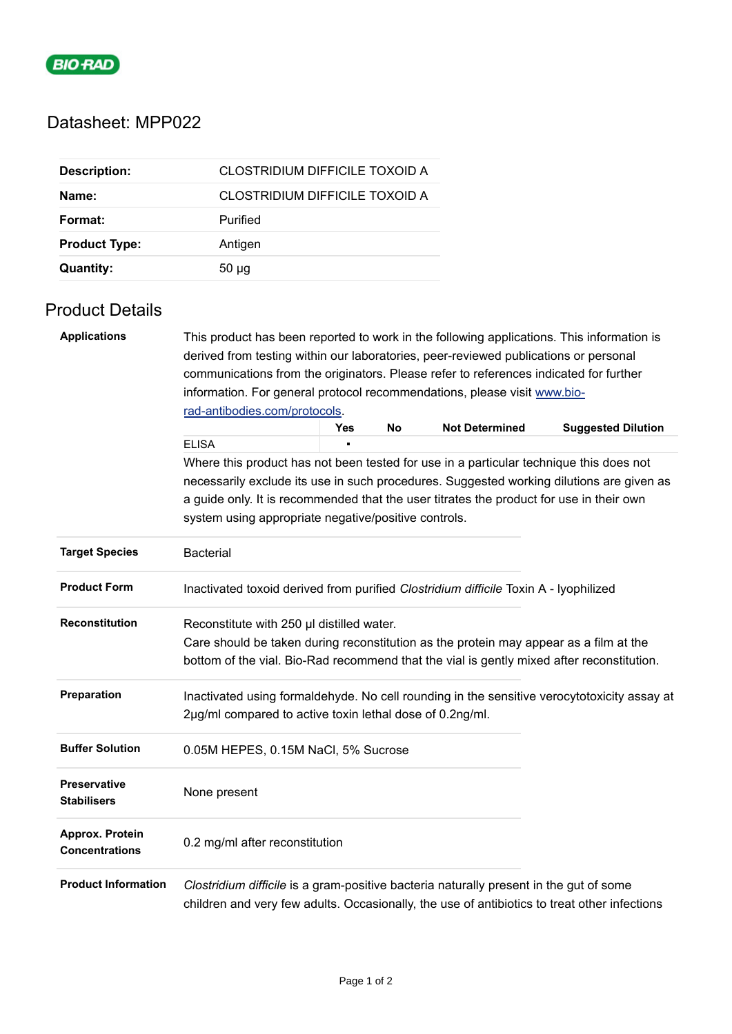# Datasheet: MPP022

| | |
|---|---|
| **Description:** | CLOSTRIDIUM DIFFICILE TOXOID A |
| **Name:** | CLOSTRIDIUM DIFFICILE TOXOID A |
| **Format:** | Purified |
| **Product Type:** | Antigen |
| **Quantity:** | 50 µg |

## Product Details

**Applications**

This product has been reported to work in the following applications. This information is derived from testing within our laboratories, peer-reviewed publications or personal communications from the originators. Please refer to references indicated for further information. For general protocol recommendations, please visit [www.bio-rad-antibodies.com/protocols](www.bio-rad-antibodies.com/protocols).

| | Yes | No | Not Determined | Suggested Dilution |
|---|---|---|---|---|
| ELISA | ▪ | | | |

Where this product has not been tested for use in a particular technique this does not necessarily exclude its use in such procedures. Suggested working dilutions are given as a guide only. It is recommended that the user titrates the product for use in their own system using appropriate negative/positive controls.

**Target Species**

Bacterial

**Product Form**

Inactivated toxoid derived from purified *Clostridium difficile* Toxin A - lyophilized

**Reconstitution**

Reconstitute with 250 µl distilled water.
Care should be taken during reconstitution as the protein may appear as a film at the bottom of the vial. Bio-Rad recommend that the vial is gently mixed after reconstitution.

**Preparation**

Inactivated using formaldehyde. No cell rounding in the sensitive verocytotoxicity assay at 2µg/ml compared to active toxin lethal dose of 0.2ng/ml.

**Buffer Solution**

0.05M HEPES, 0.15M NaCl, 5% Sucrose

**Preservative Stabilisers**

None present

**Approx. Protein Concentrations**

0.2 mg/ml after reconstitution

**Product Information**

*Clostridium difficile* is a gram-positive bacteria naturally present in the gut of some children and very few adults. Occasionally, the use of antibiotics to treat other infections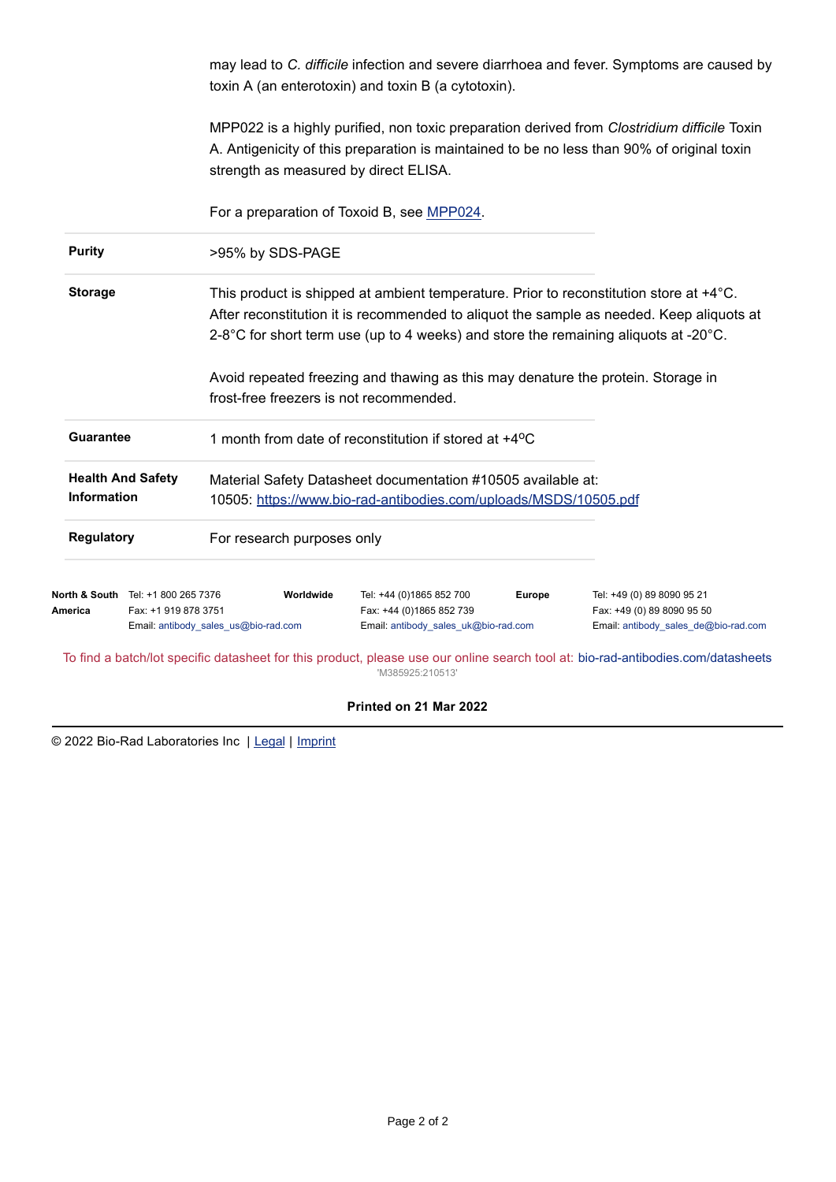may lead to *C. difficile* infection and severe diarrhoea and fever. Symptoms are caused by toxin A (an enterotoxin) and toxin B (a cytotoxin).

MPP022 is a highly purified, non toxic preparation derived from *Clostridium difficile* Toxin A. Antigenicity of this preparation is maintained to be no less than 90% of original toxin strength as measured by direct ELISA.

For a preparation of Toxoid B, see [MPP024](MPP024).

| | |
|---|---|
| **Purity** | >95% by SDS-PAGE |
| **Storage** | This product is shipped at ambient temperature. Prior to reconstitution store at +4°C. After reconstitution it is recommended to aliquot the sample as needed. Keep aliquots at 2-8°C for short term use (up to 4 weeks) and store the remaining aliquots at -20°C.<br><br>Avoid repeated freezing and thawing as this may denature the protein. Storage in frost-free freezers is not recommended. |
| **Guarantee** | 1 month from date of reconstitution if stored at +4°C |
| **Health And Safety Information** | Material Safety Datasheet documentation #10505 available at:<br>10505: https://www.bio-rad-antibodies.com/uploads/MSDS/10505.pdf |
| **Regulatory** | For research purposes only |

| | | | | | |
|---|---|---|---|---|---|
| **North & South America** | Tel: +1 800 265 7376<br>Fax: +1 919 878 3751<br>Email: antibody_sales_us@bio-rad.com | **Worldwide** | Tel: +44 (0)1865 852 700<br>Fax: +44 (0)1865 852 739<br>Email: antibody_sales_uk@bio-rad.com | **Europe** | Tel: +49 (0) 89 8090 95 21<br>Fax: +49 (0) 89 8090 95 50<br>Email: antibody_sales_de@bio-rad.com |

To find a batch/lot specific datasheet for this product, please use our online search tool at: bio-rad-antibodies.com/datasheets

'M385925:210513'

**Printed on 21 Mar 2022**

© 2022 Bio-Rad Laboratories Inc | Legal | Imprint